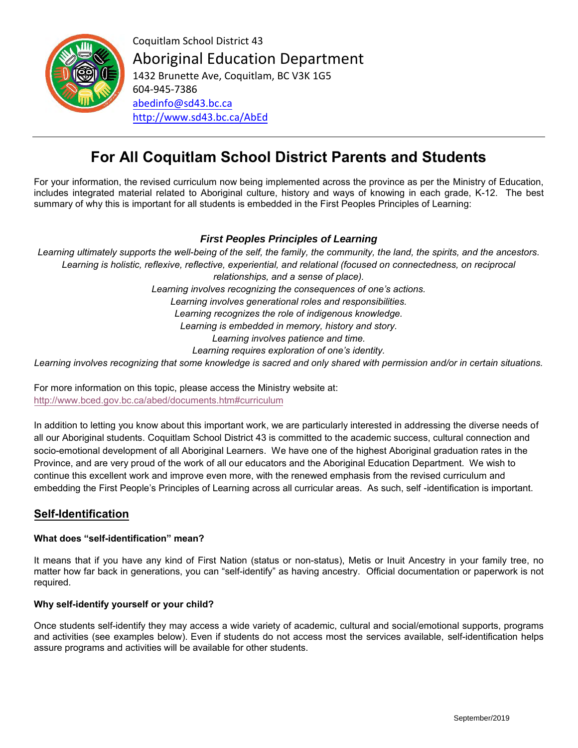Coquitlam School District 43

# Aboriginal Education Department

1432 Brunette Ave, Coquitlam, BC V3K 1G5
604-945-7386
abedinfo@sd43.bc.ca
http://www.sd43.bc.ca/AbEd

---

# For All Coquitlam School District Parents and Students

For your information, the revised curriculum now being implemented across the province as per the Ministry of Education, includes integrated material related to Aboriginal culture, history and ways of knowing in each grade, K-12. The best summary of why this is important for all students is embedded in the First Peoples Principles of Learning:

### *First Peoples Principles of Learning*

*Learning ultimately supports the well-being of the self, the family, the community, the land, the spirits, and the ancestors.*
*Learning is holistic, reflexive, reflective, experiential, and relational (focused on connectedness, on reciprocal relationships, and a sense of place).*
*Learning involves recognizing the consequences of one's actions.*
*Learning involves generational roles and responsibilities.*
*Learning recognizes the role of indigenous knowledge.*
*Learning is embedded in memory, history and story.*
*Learning involves patience and time.*
*Learning requires exploration of one's identity.*
*Learning involves recognizing that some knowledge is sacred and only shared with permission and/or in certain situations.*

For more information on this topic, please access the Ministry website at:
http://www.bced.gov.bc.ca/abed/documents.htm#curriculum

In addition to letting you know about this important work, we are particularly interested in addressing the diverse needs of all our Aboriginal students. Coquitlam School District 43 is committed to the academic success, cultural connection and socio-emotional development of all Aboriginal Learners. We have one of the highest Aboriginal graduation rates in the Province, and are very proud of the work of all our educators and the Aboriginal Education Department. We wish to continue this excellent work and improve even more, with the renewed emphasis from the revised curriculum and embedding the First People's Principles of Learning across all curricular areas. As such, self -identification is important.

## Self-Identification

**What does "self-identification" mean?**

It means that if you have any kind of First Nation (status or non-status), Metis or Inuit Ancestry in your family tree, no matter how far back in generations, you can "self-identify" as having ancestry. Official documentation or paperwork is not required.

**Why self-identify yourself or your child?**

Once students self-identify they may access a wide variety of academic, cultural and social/emotional supports, programs and activities (see examples below). Even if students do not access most the services available, self-identification helps assure programs and activities will be available for other students.

September/2019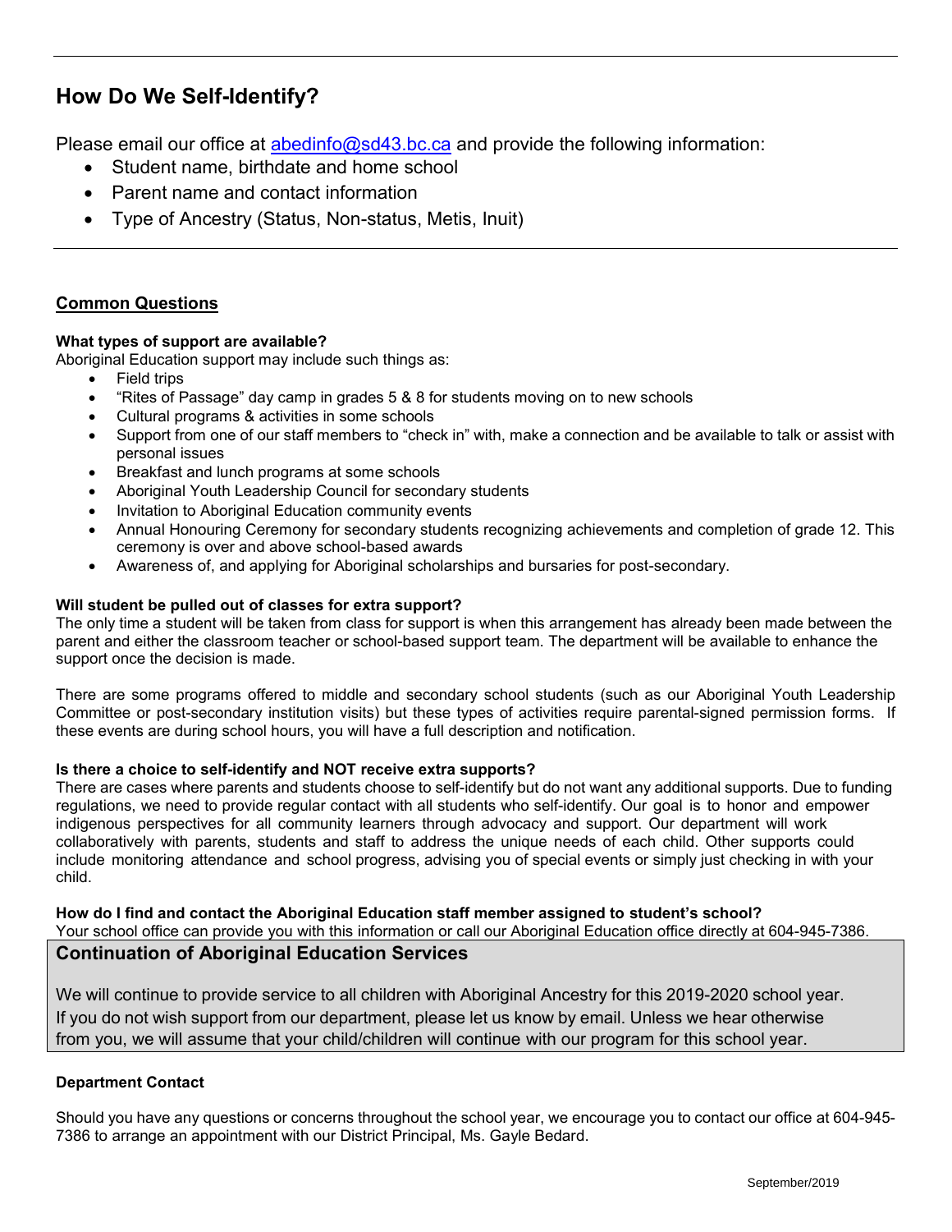## How Do We Self-Identify?

Please email our office at abedinfo@sd43.bc.ca and provide the following information:

- Student name, birthdate and home school
- Parent name and contact information
- Type of Ancestry (Status, Non-status, Metis, Inuit)

---

### Common Questions

**What types of support are available?**
Aboriginal Education support may include such things as:

- Field trips
- "Rites of Passage" day camp in grades 5 & 8 for students moving on to new schools
- Cultural programs & activities in some schools
- Support from one of our staff members to "check in" with, make a connection and be available to talk or assist with personal issues
- Breakfast and lunch programs at some schools
- Aboriginal Youth Leadership Council for secondary students
- Invitation to Aboriginal Education community events
- Annual Honouring Ceremony for secondary students recognizing achievements and completion of grade 12. This ceremony is over and above school-based awards
- Awareness of, and applying for Aboriginal scholarships and bursaries for post-secondary.

**Will student be pulled out of classes for extra support?**
The only time a student will be taken from class for support is when this arrangement has already been made between the parent and either the classroom teacher or school-based support team. The department will be available to enhance the support once the decision is made.

There are some programs offered to middle and secondary school students (such as our Aboriginal Youth Leadership Committee or post-secondary institution visits) but these types of activities require parental-signed permission forms. If these events are during school hours, you will have a full description and notification.

**Is there a choice to self-identify and NOT receive extra supports?**
There are cases where parents and students choose to self-identify but do not want any additional supports. Due to funding regulations, we need to provide regular contact with all students who self-identify. Our goal is to honor and empower indigenous perspectives for all community learners through advocacy and support. Our department will work collaboratively with parents, students and staff to address the unique needs of each child. Other supports could include monitoring attendance and school progress, advising you of special events or simply just checking in with your child.

**How do I find and contact the Aboriginal Education staff member assigned to student's school?**
Your school office can provide you with this information or call our Aboriginal Education office directly at 604-945-7386.

### Continuation of Aboriginal Education Services

We will continue to provide service to all children with Aboriginal Ancestry for this 2019-2020 school year. If you do not wish support from our department, please let us know by email. Unless we hear otherwise from you, we will assume that your child/children will continue with our program for this school year.

**Department Contact**

Should you have any questions or concerns throughout the school year, we encourage you to contact our office at 604-945-7386 to arrange an appointment with our District Principal, Ms. Gayle Bedard.

September/2019